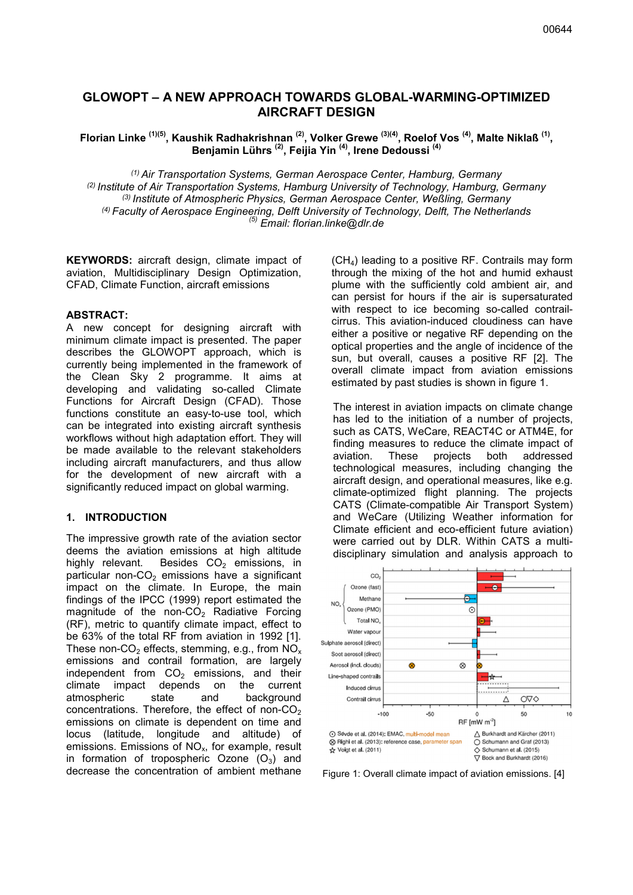# GLOWOPT – A NEW APPROACH TOWARDS GLOBAL-WARMING-OPTIMIZED AIRCRAFT DESIGN

**Florian Linke [(1)(5)], Kaushik Radhakrishnan [(2)], Volker Grewe [(3)(4)], Roelof Vos [(4)], Malte Niklaß [(1)], Benjamin Lührs [(2)], Feijia Yin [(4)], Irene Dedoussi [(4)]**

*[(1)] Air Transportation Systems, German Aerospace Center, Hamburg, Germany*
*[(2)] Institute of Air Transportation Systems, Hamburg University of Technology, Hamburg, Germany*
*[(3)] Institute of Atmospheric Physics, German Aerospace Center, Weßling, Germany*
*[(4)] Faculty of Aerospace Engineering, Delft University of Technology, Delft, The Netherlands*
*[(5)] Email: florian.linke@dlr.de*

**KEYWORDS:** aircraft design, climate impact of aviation, Multidisciplinary Design Optimization, CFAD, Climate Function, aircraft emissions

**ABSTRACT:**

A new concept for designing aircraft with minimum climate impact is presented. The paper describes the GLOWOPT approach, which is currently being implemented in the framework of the Clean Sky 2 programme. It aims at developing and validating so-called Climate Functions for Aircraft Design (CFAD). Those functions constitute an easy-to-use tool, which can be integrated into existing aircraft synthesis workflows without high adaptation effort. They will be made available to the relevant stakeholders including aircraft manufacturers, and thus allow for the development of new aircraft with a significantly reduced impact on global warming.

## 1. INTRODUCTION

The impressive growth rate of the aviation sector deems the aviation emissions at high altitude highly relevant. Besides $CO_2$ emissions, in particular non-$CO_2$ emissions have a significant impact on the climate. In Europe, the main findings of the IPCC (1999) report estimated the magnitude of the non-$CO_2$ Radiative Forcing (RF), metric to quantify climate impact, effect to be 63% of the total RF from aviation in 1992 [1]. These non-$CO_2$ effects, stemming, e.g., from $NO_x$ emissions and contrail formation, are largely independent from $CO_2$ emissions, and their climate impact depends on the current atmospheric state and background concentrations. Therefore, the effect of non-$CO_2$ emissions on climate is dependent on time and locus (latitude, longitude and altitude) of emissions. Emissions of $NO_x$, for example, result in formation of tropospheric Ozone ($O_3$) and decrease the concentration of ambient methane ($CH_4$) leading to a positive RF. Contrails may form through the mixing of the hot and humid exhaust plume with the sufficiently cold ambient air, and can persist for hours if the air is supersaturated with respect to ice becoming so-called contrail-cirrus. This aviation-induced cloudiness can have either a positive or negative RF depending on the optical properties and the angle of incidence of the sun, but overall, causes a positive RF [2]. The overall climate impact from aviation emissions estimated by past studies is shown in figure 1.

The interest in aviation impacts on climate change has led to the initiation of a number of projects, such as CATS, WeCare, REACT4C or ATM4E, for finding measures to reduce the climate impact of aviation. These projects both addressed technological measures, including changing the aircraft design, and operational measures, like e.g. climate-optimized flight planning. The projects CATS (Climate-compatible Air Transport System) and WeCare (Utilizing Weather information for Climate efficient and eco-efficient future aviation) were carried out by DLR. Within CATS a multi-disciplinary simulation and analysis approach to

Figure 1: Overall climate impact of aviation emissions. [4]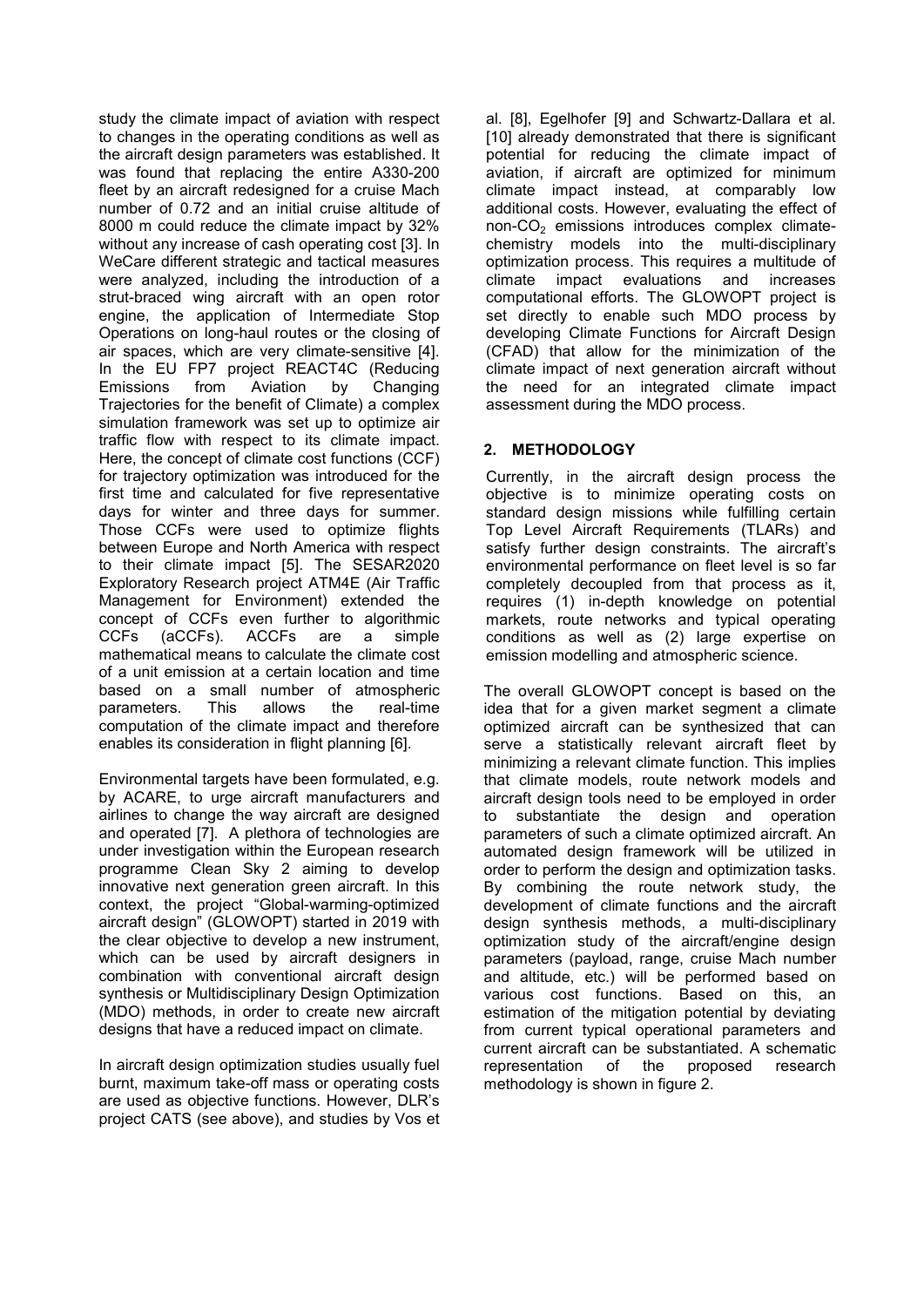study the climate impact of aviation with respect to changes in the operating conditions as well as the aircraft design parameters was established. It was found that replacing the entire A330-200 fleet by an aircraft redesigned for a cruise Mach number of 0.72 and an initial cruise altitude of 8000 m could reduce the climate impact by 32% without any increase of cash operating cost [3]. In WeCare different strategic and tactical measures were analyzed, including the introduction of a strut-braced wing aircraft with an open rotor engine, the application of Intermediate Stop Operations on long-haul routes or the closing of air spaces, which are very climate-sensitive [4]. In the EU FP7 project REACT4C (Reducing Emissions from Aviation by Changing Trajectories for the benefit of Climate) a complex simulation framework was set up to optimize air traffic flow with respect to its climate impact. Here, the concept of climate cost functions (CCF) for trajectory optimization was introduced for the first time and calculated for five representative days for winter and three days for summer. Those CCFs were used to optimize flights between Europe and North America with respect to their climate impact [5]. The SESAR2020 Exploratory Research project ATM4E (Air Traffic Management for Environment) extended the concept of CCFs even further to algorithmic CCFs (aCCFs). ACCFs are a simple mathematical means to calculate the climate cost of a unit emission at a certain location and time based on a small number of atmospheric parameters. This allows the real-time computation of the climate impact and therefore enables its consideration in flight planning [6].

Environmental targets have been formulated, e.g. by ACARE, to urge aircraft manufacturers and airlines to change the way aircraft are designed and operated [7]. A plethora of technologies are under investigation within the European research programme Clean Sky 2 aiming to develop innovative next generation green aircraft. In this context, the project "Global-warming-optimized aircraft design" (GLOWOPT) started in 2019 with the clear objective to develop a new instrument, which can be used by aircraft designers in combination with conventional aircraft design synthesis or Multidisciplinary Design Optimization (MDO) methods, in order to create new aircraft designs that have a reduced impact on climate.

In aircraft design optimization studies usually fuel burnt, maximum take-off mass or operating costs are used as objective functions. However, DLR's project CATS (see above), and studies by Vos et al. [8], Egelhofer [9] and Schwartz-Dallara et al. [10] already demonstrated that there is significant potential for reducing the climate impact of aviation, if aircraft are optimized for minimum climate impact instead, at comparably low additional costs. However, evaluating the effect of non-$CO_2$ emissions introduces complex climate-chemistry models into the multi-disciplinary optimization process. This requires a multitude of climate impact evaluations and increases computational efforts. The GLOWOPT project is set directly to enable such MDO process by developing Climate Functions for Aircraft Design (CFAD) that allow for the minimization of the climate impact of next generation aircraft without the need for an integrated climate impact assessment during the MDO process.

## 2. METHODOLOGY

Currently, in the aircraft design process the objective is to minimize operating costs on standard design missions while fulfilling certain Top Level Aircraft Requirements (TLARs) and satisfy further design constraints. The aircraft's environmental performance on fleet level is so far completely decoupled from that process as it, requires (1) in-depth knowledge on potential markets, route networks and typical operating conditions as well as (2) large expertise on emission modelling and atmospheric science.

The overall GLOWOPT concept is based on the idea that for a given market segment a climate optimized aircraft can be synthesized that can serve a statistically relevant aircraft fleet by minimizing a relevant climate function. This implies that climate models, route network models and aircraft design tools need to be employed in order to substantiate the design and operation parameters of such a climate optimized aircraft. An automated design framework will be utilized in order to perform the design and optimization tasks. By combining the route network study, the development of climate functions and the aircraft design synthesis methods, a multi-disciplinary optimization study of the aircraft/engine design parameters (payload, range, cruise Mach number and altitude, etc.) will be performed based on various cost functions. Based on this, an estimation of the mitigation potential by deviating from current typical operational parameters and current aircraft can be substantiated. A schematic representation of the proposed research methodology is shown in figure 2.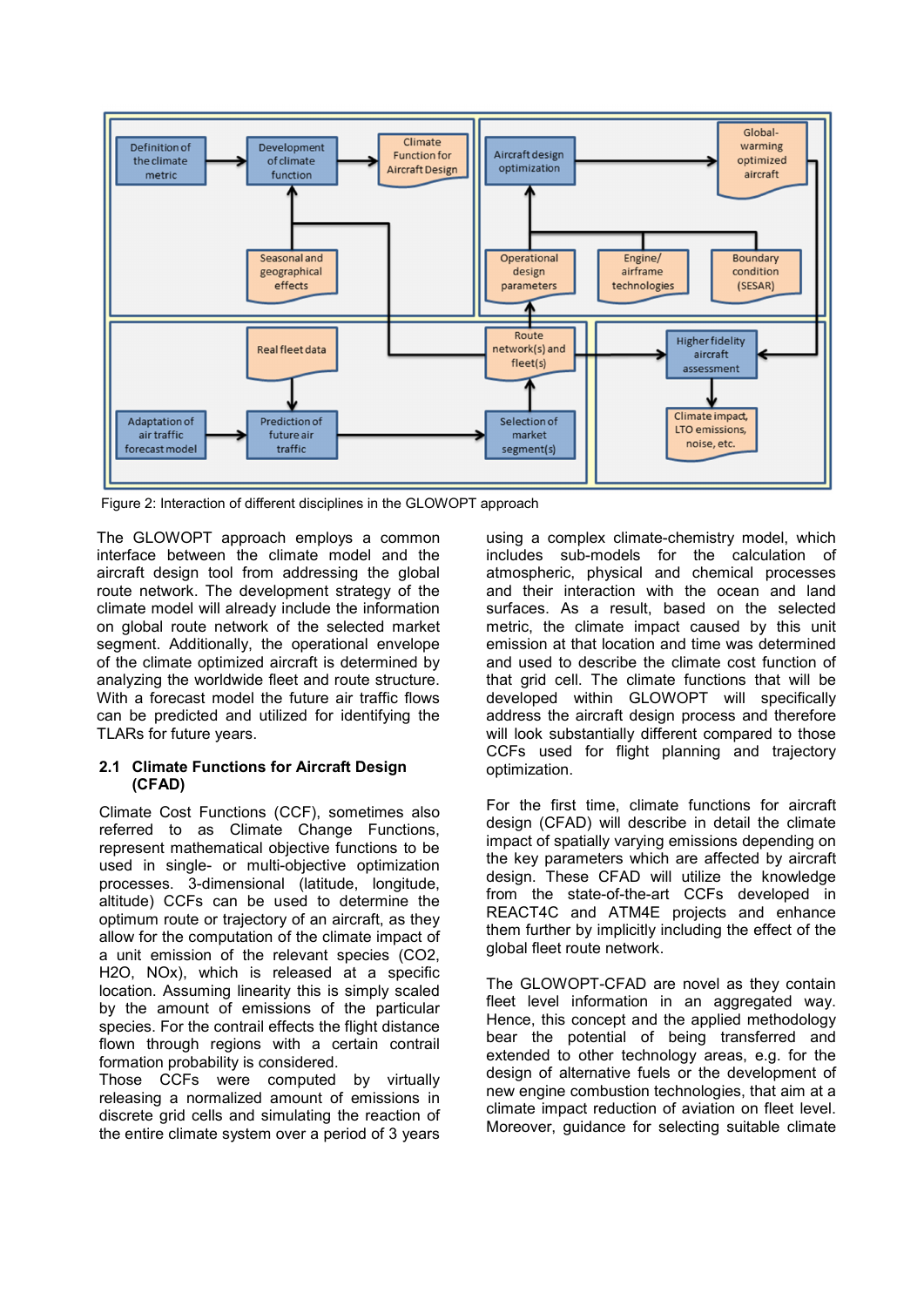Figure 2: Interaction of different disciplines in the GLOWOPT approach

The GLOWOPT approach employs a common interface between the climate model and the aircraft design tool from addressing the global route network. The development strategy of the climate model will already include the information on global route network of the selected market segment. Additionally, the operational envelope of the climate optimized aircraft is determined by analyzing the worldwide fleet and route structure. With a forecast model the future air traffic flows can be predicted and utilized for identifying the TLARs for future years.

### 2.1 Climate Functions for Aircraft Design (CFAD)

Climate Cost Functions (CCF), sometimes also referred to as Climate Change Functions, represent mathematical objective functions to be used in single- or multi-objective optimization processes. 3-dimensional (latitude, longitude, altitude) CCFs can be used to determine the optimum route or trajectory of an aircraft, as they allow for the computation of the climate impact of a unit emission of the relevant species ($CO_2$, $H_2O$, $NO_x$), which is released at a specific location. Assuming linearity this is simply scaled by the amount of emissions of the particular species. For the contrail effects the flight distance flown through regions with a certain contrail formation probability is considered.
Those CCFs were computed by virtually releasing a normalized amount of emissions in discrete grid cells and simulating the reaction of the entire climate system over a period of 3 years using a complex climate-chemistry model, which includes sub-models for the calculation of atmospheric, physical and chemical processes and their interaction with the ocean and land surfaces. As a result, based on the selected metric, the climate impact caused by this unit emission at that location and time was determined and used to describe the climate cost function of that grid cell. The climate functions that will be developed within GLOWOPT will specifically address the aircraft design process and therefore will look substantially different compared to those CCFs used for flight planning and trajectory optimization.

For the first time, climate functions for aircraft design (CFAD) will describe in detail the climate impact of spatially varying emissions depending on the key parameters which are affected by aircraft design. These CFAD will utilize the knowledge from the state-of-the-art CCFs developed in REACT4C and ATM4E projects and enhance them further by implicitly including the effect of the global fleet route network.

The GLOWOPT-CFAD are novel as they contain fleet level information in an aggregated way. Hence, this concept and the applied methodology bear the potential of being transferred and extended to other technology areas, e.g. for the design of alternative fuels or the development of new engine combustion technologies, that aim at a climate impact reduction of aviation on fleet level. Moreover, guidance for selecting suitable climate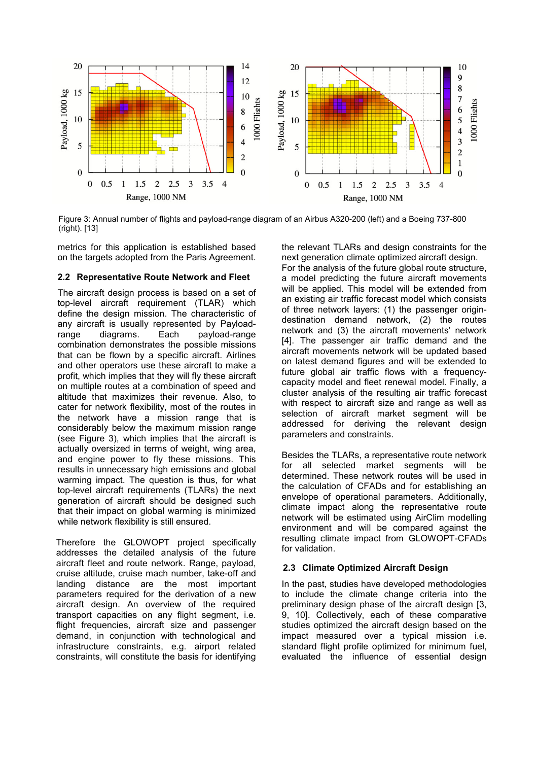Figure 3: Annual number of flights and payload-range diagram of an Airbus A320-200 (left) and a Boeing 737-800 (right). [13]

metrics for this application is established based on the targets adopted from the Paris Agreement.

## 2.2 Representative Route Network and Fleet

The aircraft design process is based on a set of top-level aircraft requirement (TLAR) which define the design mission. The characteristic of any aircraft is usually represented by Payload-range diagrams. Each payload-range combination demonstrates the possible missions that can be flown by a specific aircraft. Airlines and other operators use these aircraft to make a profit, which implies that they will fly these aircraft on multiple routes at a combination of speed and altitude that maximizes their revenue. Also, to cater for network flexibility, most of the routes in the network have a mission range that is considerably below the maximum mission range (see Figure 3), which implies that the aircraft is actually oversized in terms of weight, wing area, and engine power to fly these missions. This results in unnecessary high emissions and global warming impact. The question is thus, for what top-level aircraft requirements (TLARs) the next generation of aircraft should be designed such that their impact on global warming is minimized while network flexibility is still ensured.

Therefore the GLOWOPT project specifically addresses the detailed analysis of the future aircraft fleet and route network. Range, payload, cruise altitude, cruise mach number, take-off and landing distance are the most important parameters required for the derivation of a new aircraft design. An overview of the required transport capacities on any flight segment, i.e. flight frequencies, aircraft size and passenger demand, in conjunction with technological and infrastructure constraints, e.g. airport related constraints, will constitute the basis for identifying the relevant TLARs and design constraints for the next generation climate optimized aircraft design. For the analysis of the future global route structure, a model predicting the future aircraft movements will be applied. This model will be extended from an existing air traffic forecast model which consists of three network layers: (1) the passenger origin-destination demand network, (2) the routes network and (3) the aircraft movements' network [4]. The passenger air traffic demand and the aircraft movements network will be updated based on latest demand figures and will be extended to future global air traffic flows with a frequency-capacity model and fleet renewal model. Finally, a cluster analysis of the resulting air traffic forecast with respect to aircraft size and range as well as selection of aircraft market segment will be addressed for deriving the relevant design parameters and constraints.

Besides the TLARs, a representative route network for all selected market segments will be determined. These network routes will be used in the calculation of CFADs and for establishing an envelope of operational parameters. Additionally, climate impact along the representative route network will be estimated using AirClim modelling environment and will be compared against the resulting climate impact from GLOWOPT-CFADs for validation.

## 2.3 Climate Optimized Aircraft Design

In the past, studies have developed methodologies to include the climate change criteria into the preliminary design phase of the aircraft design [3, 9, 10]. Collectively, each of these comparative studies optimized the aircraft design based on the impact measured over a typical mission i.e. standard flight profile optimized for minimum fuel, evaluated the influence of essential design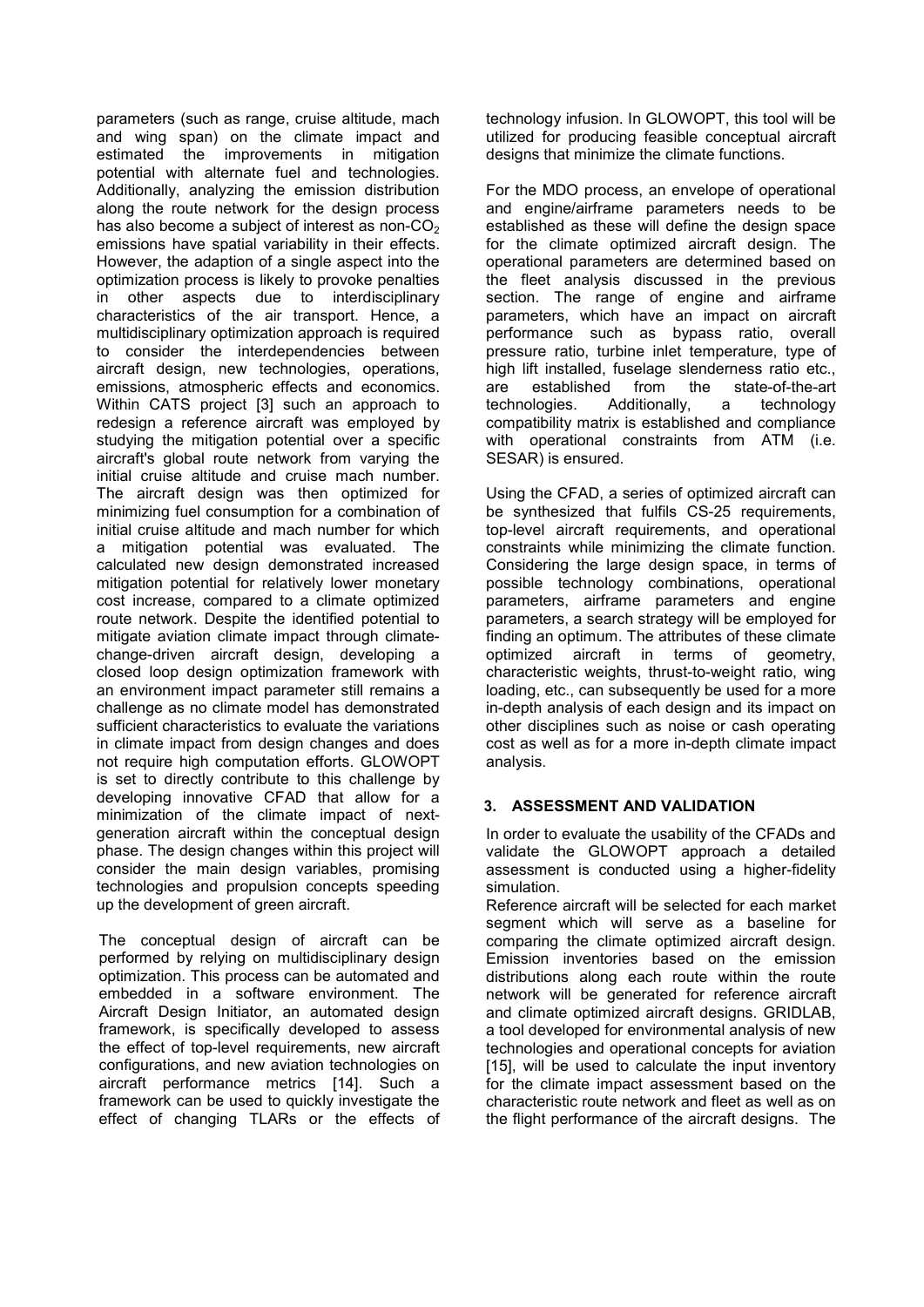parameters (such as range, cruise altitude, mach and wing span) on the climate impact and estimated the improvements in mitigation potential with alternate fuel and technologies. Additionally, analyzing the emission distribution along the route network for the design process has also become a subject of interest as non-$CO_2$ emissions have spatial variability in their effects. However, the adaption of a single aspect into the optimization process is likely to provoke penalties in other aspects due to interdisciplinary characteristics of the air transport. Hence, a multidisciplinary optimization approach is required to consider the interdependencies between aircraft design, new technologies, operations, emissions, atmospheric effects and economics. Within CATS project [3] such an approach to redesign a reference aircraft was employed by studying the mitigation potential over a specific aircraft's global route network from varying the initial cruise altitude and cruise mach number. The aircraft design was then optimized for minimizing fuel consumption for a combination of initial cruise altitude and mach number for which a mitigation potential was evaluated. The calculated new design demonstrated increased mitigation potential for relatively lower monetary cost increase, compared to a climate optimized route network. Despite the identified potential to mitigate aviation climate impact through climate-change-driven aircraft design, developing a closed loop design optimization framework with an environment impact parameter still remains a challenge as no climate model has demonstrated sufficient characteristics to evaluate the variations in climate impact from design changes and does not require high computation efforts. GLOWOPT is set to directly contribute to this challenge by developing innovative CFAD that allow for a minimization of the climate impact of next-generation aircraft within the conceptual design phase. The design changes within this project will consider the main design variables, promising technologies and propulsion concepts speeding up the development of green aircraft.

The conceptual design of aircraft can be performed by relying on multidisciplinary design optimization. This process can be automated and embedded in a software environment. The Aircraft Design Initiator, an automated design framework, is specifically developed to assess the effect of top-level requirements, new aircraft configurations, and new aviation technologies on aircraft performance metrics [14]. Such a framework can be used to quickly investigate the effect of changing TLARs or the effects of technology infusion. In GLOWOPT, this tool will be utilized for producing feasible conceptual aircraft designs that minimize the climate functions.

For the MDO process, an envelope of operational and engine/airframe parameters needs to be established as these will define the design space for the climate optimized aircraft design. The operational parameters are determined based on the fleet analysis discussed in the previous section. The range of engine and airframe parameters, which have an impact on aircraft performance such as bypass ratio, overall pressure ratio, turbine inlet temperature, type of high lift installed, fuselage slenderness ratio etc., are established from the state-of-the-art technologies. Additionally, a technology compatibility matrix is established and compliance with operational constraints from ATM (i.e. SESAR) is ensured.

Using the CFAD, a series of optimized aircraft can be synthesized that fulfils CS-25 requirements, top-level aircraft requirements, and operational constraints while minimizing the climate function. Considering the large design space, in terms of possible technology combinations, operational parameters, airframe parameters and engine parameters, a search strategy will be employed for finding an optimum. The attributes of these climate optimized aircraft in terms of geometry, characteristic weights, thrust-to-weight ratio, wing loading, etc., can subsequently be used for a more in-depth analysis of each design and its impact on other disciplines such as noise or cash operating cost as well as for a more in-depth climate impact analysis.

## 3. ASSESSMENT AND VALIDATION

In order to evaluate the usability of the CFADs and validate the GLOWOPT approach a detailed assessment is conducted using a higher-fidelity simulation.

Reference aircraft will be selected for each market segment which will serve as a baseline for comparing the climate optimized aircraft design. Emission inventories based on the emission distributions along each route within the route network will be generated for reference aircraft and climate optimized aircraft designs. GRIDLAB, a tool developed for environmental analysis of new technologies and operational concepts for aviation [15], will be used to calculate the input inventory for the climate impact assessment based on the characteristic route network and fleet as well as on the flight performance of the aircraft designs. The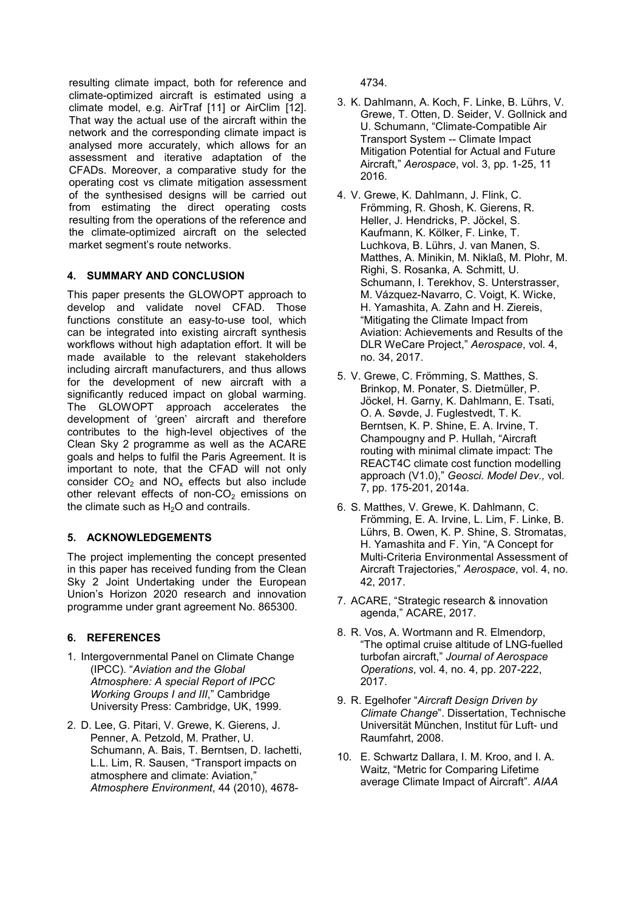resulting climate impact, both for reference and climate-optimized aircraft is estimated using a climate model, e.g. AirTraf [11] or AirClim [12]. That way the actual use of the aircraft within the network and the corresponding climate impact is analysed more accurately, which allows for an assessment and iterative adaptation of the CFADs. Moreover, a comparative study for the operating cost vs climate mitigation assessment of the synthesised designs will be carried out from estimating the direct operating costs resulting from the operations of the reference and the climate-optimized aircraft on the selected market segment's route networks.

## 4. SUMMARY AND CONCLUSION

This paper presents the GLOWOPT approach to develop and validate novel CFAD. Those functions constitute an easy-to-use tool, which can be integrated into existing aircraft synthesis workflows without high adaptation effort. It will be made available to the relevant stakeholders including aircraft manufacturers, and thus allows for the development of new aircraft with a significantly reduced impact on global warming. The GLOWOPT approach accelerates the development of 'green' aircraft and therefore contributes to the high-level objectives of the Clean Sky 2 programme as well as the ACARE goals and helps to fulfil the Paris Agreement. It is important to note, that the CFAD will not only consider $CO_2$ and $NO_x$ effects but also include other relevant effects of non-$CO_2$ emissions on the climate such as $H_2O$ and contrails.

## 5. ACKNOWLEDGEMENTS

The project implementing the concept presented in this paper has received funding from the Clean Sky 2 Joint Undertaking under the European Union's Horizon 2020 research and innovation programme under grant agreement No. 865300.

## 6. REFERENCES

1. Intergovernmental Panel on Climate Change (IPCC). "*Aviation and the Global Atmosphere: A special Report of IPCC Working Groups I and III*," Cambridge University Press: Cambridge, UK, 1999.
2. D. Lee, G. Pitari, V. Grewe, K. Gierens, J. Penner, A. Petzold, M. Prather, U. Schumann, A. Bais, T. Berntsen, D. Iachetti, L.L. Lim, R. Sausen, "Transport impacts on atmosphere and climate: Aviation," *Atmosphere Environment*, 44 (2010), 4678-4734.
3. K. Dahlmann, A. Koch, F. Linke, B. Lührs, V. Grewe, T. Otten, D. Seider, V. Gollnick and U. Schumann, "Climate-Compatible Air Transport System -- Climate Impact Mitigation Potential for Actual and Future Aircraft," *Aerospace*, vol. 3, pp. 1-25, 11 2016.
4. V. Grewe, K. Dahlmann, J. Flink, C. Frömming, R. Ghosh, K. Gierens, R. Heller, J. Hendricks, P. Jöckel, S. Kaufmann, K. Kölker, F. Linke, T. Luchkova, B. Lührs, J. van Manen, S. Matthes, A. Minikin, M. Niklaß, M. Plohr, M. Righi, S. Rosanka, A. Schmitt, U. Schumann, I. Terekhov, S. Unterstrasser, M. Vázquez-Navarro, C. Voigt, K. Wicke, H. Yamashita, A. Zahn and H. Ziereis, "Mitigating the Climate Impact from Aviation: Achievements and Results of the DLR WeCare Project," *Aerospace*, vol. 4, no. 34, 2017.
5. V. Grewe, C. Frömming, S. Matthes, S. Brinkop, M. Ponater, S. Dietmüller, P. Jöckel, H. Garny, K. Dahlmann, E. Tsati, O. A. Søvde, J. Fuglestvedt, T. K. Berntsen, K. P. Shine, E. A. Irvine, T. Champougny and P. Hullah, "Aircraft routing with minimal climate impact: The REACT4C climate cost function modelling approach (V1.0)," *Geosci. Model Dev.,* vol. 7, pp. 175-201, 2014a.
6. S. Matthes, V. Grewe, K. Dahlmann, C. Frömming, E. A. Irvine, L. Lim, F. Linke, B. Lührs, B. Owen, K. P. Shine, S. Stromatas, H. Yamashita and F. Yin, "A Concept for Multi-Criteria Environmental Assessment of Aircraft Trajectories," *Aerospace*, vol. 4, no. 42, 2017.
7. ACARE, "Strategic research & innovation agenda," ACARE, 2017.
8. R. Vos, A. Wortmann and R. Elmendorp, "The optimal cruise altitude of LNG-fuelled turbofan aircraft," *Journal of Aerospace Operations*, vol. 4, no. 4, pp. 207-222, 2017.
9. R. Egelhofer "*Aircraft Design Driven by Climate Change*". Dissertation, Technische Universität München, Institut für Luft- und Raumfahrt, 2008.
10. E. Schwartz Dallara, I. M. Kroo, and I. A. Waitz, "Metric for Comparing Lifetime average Climate Impact of Aircraft". *AIAA*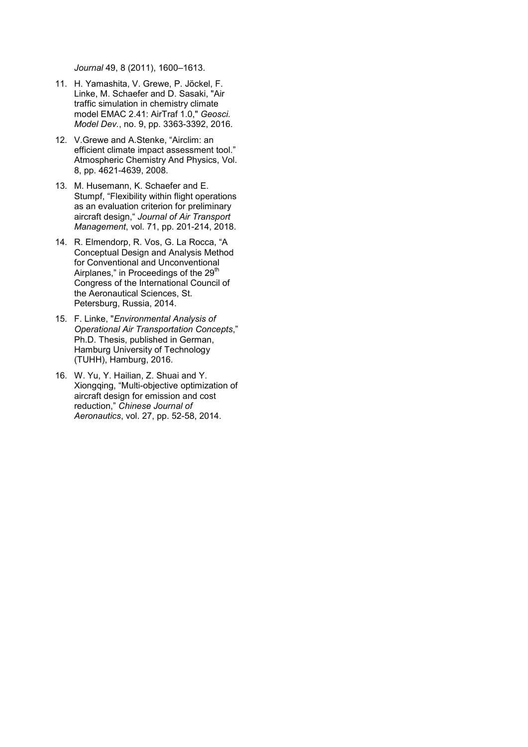*Journal* 49, 8 (2011), 1600–1613.

11. H. Yamashita, V. Grewe, P. Jöckel, F. Linke, M. Schaefer and D. Sasaki, "Air traffic simulation in chemistry climate model EMAC 2.41: AirTraf 1.0," *Geosci. Model Dev.*, no. 9, pp. 3363-3392, 2016.

12. V.Grewe and A.Stenke, "Airclim: an efficient climate impact assessment tool." Atmospheric Chemistry And Physics, Vol. 8, pp. 4621-4639, 2008.

13. M. Husemann, K. Schaefer and E. Stumpf, "Flexibility within flight operations as an evaluation criterion for preliminary aircraft design," *Journal of Air Transport Management*, vol. 71, pp. 201-214, 2018.

14. R. Elmendorp, R. Vos, G. La Rocca, "A Conceptual Design and Analysis Method for Conventional and Unconventional Airplanes," in Proceedings of the 29th Congress of the International Council of the Aeronautical Sciences, St. Petersburg, Russia, 2014.

15. F. Linke, "*Environmental Analysis of Operational Air Transportation Concepts*," Ph.D. Thesis, published in German, Hamburg University of Technology (TUHH), Hamburg, 2016.

16. W. Yu, Y. Hailian, Z. Shuai and Y. Xiongqing, "Multi-objective optimization of aircraft design for emission and cost reduction," *Chinese Journal of Aeronautics*, vol. 27, pp. 52-58, 2014.